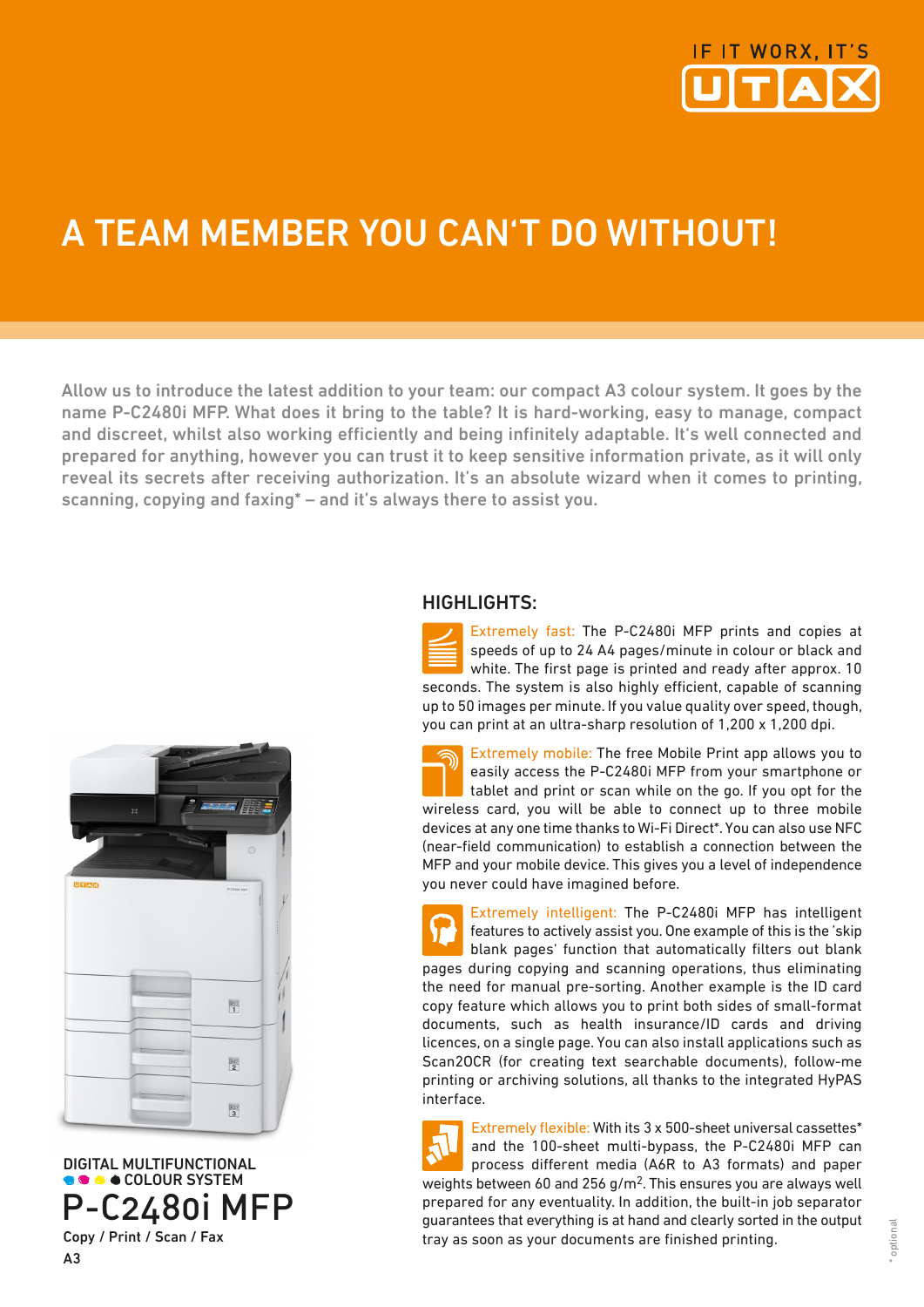IF IT WORX, IT'S UTAX

# A TEAM MEMBER YOU CAN'T DO WITHOUT!

Allow us to introduce the latest addition to your team: our compact A3 colour system. It goes by the name P-C2480i MFP. What does it bring to the table? It is hard-working, easy to manage, compact and discreet, whilst also working efficiently and being infinitely adaptable. It's well connected and prepared for anything, however you can trust it to keep sensitive information private, as it will only reveal its secrets after receiving authorization. It's an absolute wizard when it comes to printing, scanning, copying and faxing* – and it's always there to assist you.

DIGITAL MULTIFUNCTIONAL
COLOUR SYSTEM

# P-C2480i MFP

Copy / Print / Scan / Fax

A3

## HIGHLIGHTS:

Extremely fast: The P-C2480i MFP prints and copies at speeds of up to 24 A4 pages/minute in colour or black and white. The first page is printed and ready after approx. 10 seconds. The system is also highly efficient, capable of scanning up to 50 images per minute. If you value quality over speed, though, you can print at an ultra-sharp resolution of 1,200 x 1,200 dpi.

Extremely mobile: The free Mobile Print app allows you to easily access the P-C2480i MFP from your smartphone or tablet and print or scan while on the go. If you opt for the wireless card, you will be able to connect up to three mobile devices at any one time thanks to Wi-Fi Direct*. You can also use NFC (near-field communication) to establish a connection between the MFP and your mobile device. This gives you a level of independence you never could have imagined before.

Extremely intelligent: The P-C2480i MFP has intelligent features to actively assist you. One example of this is the 'skip blank pages' function that automatically filters out blank pages during copying and scanning operations, thus eliminating the need for manual pre-sorting. Another example is the ID card copy feature which allows you to print both sides of small-format documents, such as health insurance/ID cards and driving licences, on a single page. You can also install applications such as Scan2OCR (for creating text searchable documents), follow-me printing or archiving solutions, all thanks to the integrated HyPAS interface.

Extremely flexible: With its 3 x 500-sheet universal cassettes* and the 100-sheet multi-bypass, the P-C2480i MFP can process different media (A6R to A3 formats) and paper weights between 60 and 256 g/m$^2$. This ensures you are always well prepared for any eventuality. In addition, the built-in job separator guarantees that everything is at hand and clearly sorted in the output tray as soon as your documents are finished printing.

* optional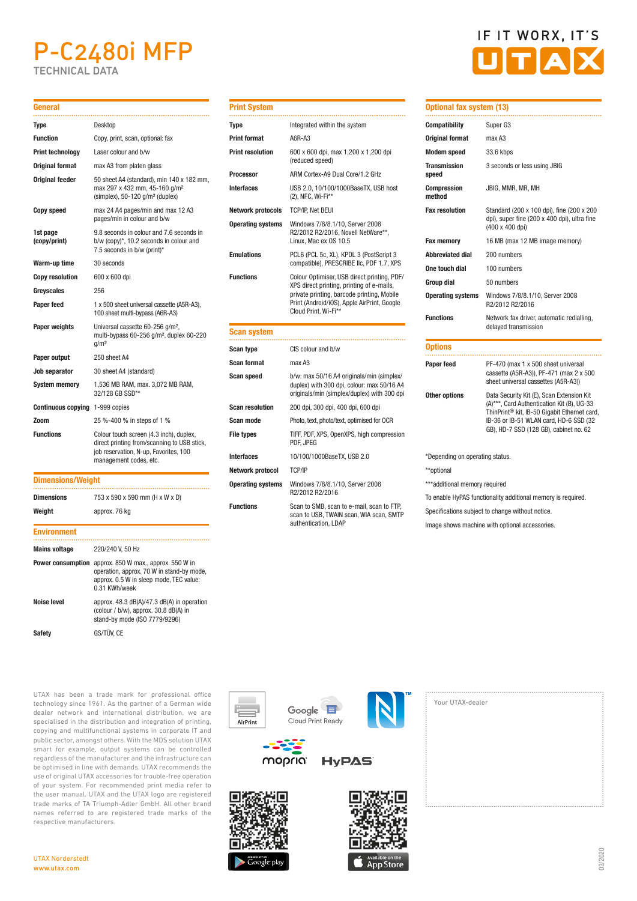# P-C2480i MFP

TECHNICAL DATA

IF IT WORX, IT'S UTAX

## General

| | |
|---|---|
| **Type** | Desktop |
| **Function** | Copy, print, scan, optional: fax |
| **Print technology** | Laser colour and b/w |
| **Original format** | max A3 from platen glass |
| **Original feeder** | 50 sheet A4 (standard), min 140 x 182 mm, max 297 x 432 mm, 45-160 g/m² (simplex), 50-120 g/m² (duplex) |
| **Copy speed** | max 24 A4 pages/min and max 12 A3 pages/min in colour and b/w |
| **1st page (copy/print)** | 9.8 seconds in colour and 7.6 seconds in b/w (copy)*, 10.2 seconds in colour and 7.5 seconds in b/w (print)* |
| **Warm-up time** | 30 seconds |
| **Copy resolution** | 600 x 600 dpi |
| **Greyscales** | 256 |
| **Paper feed** | 1 x 500 sheet universal cassette (A5R-A3), 100 sheet multi-bypass (A6R-A3) |
| **Paper weights** | Universal cassette 60-256 g/m², multi-bypass 60-256 g/m², duplex 60-220 g/m² |
| **Paper output** | 250 sheet A4 |
| **Job separator** | 30 sheet A4 (standard) |
| **System memory** | 1,536 MB RAM, max. 3,072 MB RAM, 32/128 GB SSD** |
| **Continuous copying** | 1-999 copies |
| **Zoom** | 25 %-400 % in steps of 1 % |
| **Functions** | Colour touch screen (4.3 inch), duplex, direct printing from/scanning to USB stick, job reservation, N-up, Favorites, 100 management codes, etc. |

## Dimensions/Weight

| | |
|---|---|
| **Dimensions** | 753 x 590 x 590 mm (H x W x D) |
| **Weight** | approx. 76 kg |

## Environment

| | |
|---|---|
| **Mains voltage** | 220/240 V, 50 Hz |
| **Power consumption** | approx. 850 W max., approx. 550 W in operation, approx. 70 W in stand-by mode, approx. 0.5 W in sleep mode, TEC value: 0.31 KWh/week |
| **Noise level** | approx. 48.3 dB(A)/47.3 dB(A) in operation (colour / b/w), approx. 30.8 dB(A) in stand-by mode (ISO 7779/9296) |
| **Safety** | GS/TÜV, CE |

## Print System

| | |
|---|---|
| **Type** | Integrated within the system |
| **Print format** | A6R-A3 |
| **Print resolution** | 600 x 600 dpi, max 1,200 x 1,200 dpi (reduced speed) |
| **Processor** | ARM Cortex-A9 Dual Core/1.2 GHz |
| **Interfaces** | USB 2.0, 10/100/1000BaseTX, USB host (2), NFC, Wi-Fi** |
| **Network protocols** | TCP/IP, Net BEUI |
| **Operating systems** | Windows 7/8/8.1/10, Server 2008 R2/2012 R2/2016, Novell NetWare**, Linux, Mac ex OS 10.5 |
| **Emulations** | PCL6 (PCL 5c, XL), KPDL 3 (PostScript 3 compatible), PRESCRIBE IIc, PDF 1.7, XPS |
| **Functions** | Colour Optimiser, USB direct printing, PDF/XPS direct printing, printing of e-mails, private printing, barcode printing, Mobile Print (Android/iOS), Apple AirPrint, Google Cloud Print. Wi-Fi** |

## Scan system

| | |
|---|---|
| **Scan type** | CIS colour and b/w |
| **Scan format** | max A3 |
| **Scan speed** | b/w: max 50/16 A4 originals/min (simplex/duplex) with 300 dpi, colour: max 50/16 A4 originals/min (simplex/duplex) with 300 dpi |
| **Scan resolution** | 200 dpi, 300 dpi, 400 dpi, 600 dpi |
| **Scan mode** | Photo, text, photo/text, optimised for OCR |
| **File types** | TIFF, PDF, XPS, OpenXPS, high compression PDF, JPEG |
| **Interfaces** | 10/100/1000BaseTX, USB 2.0 |
| **Network protocol** | TCP/IP |
| **Operating systems** | Windows 7/8/8.1/10, Server 2008 R2/2012 R2/2016 |
| **Functions** | Scan to SMB, scan to e-mail, scan to FTP, scan to USB, TWAIN scan, WIA scan, SMTP authentication, LDAP |

## Optional fax system (13)

| | |
|---|---|
| **Compatibility** | Super G3 |
| **Original format** | max A3 |
| **Modem speed** | 33.6 kbps |
| **Transmission speed** | 3 seconds or less using JBIG |
| **Compression method** | JBIG, MMR, MR, MH |
| **Fax resolution** | Standard (200 x 100 dpi), fine (200 x 200 dpi), super fine (200 x 400 dpi), ultra fine (400 x 400 dpi) |
| **Fax memory** | 16 MB (max 12 MB image memory) |
| **Abbreviated dial** | 200 numbers |
| **One touch dial** | 100 numbers |
| **Group dial** | 50 numbers |
| **Operating systems** | Windows 7/8/8.1/10, Server 2008 R2/2012 R2/2016 |
| **Functions** | Network fax driver, automatic redialling, delayed transmission |

## Options

| | |
|---|---|
| **Paper feed** | PF-470 (max 1 x 500 sheet universal cassette (A5R-A3)), PF-471 (max 2 x 500 sheet universal cassettes (A5R-A3)) |
| **Other options** | Data Security Kit (E), Scan Extension Kit (A)***, Card Authentication Kit (B), UG-33 ThinPrint® kit, IB-50 Gigabit Ethernet card, IB-36 or IB-51 WLAN card, HD-6 SSD (32 GB), HD-7 SSD (128 GB), cabinet no. 62 |

*Depending on operating status.

**optional

***additional memory required

To enable HyPAS functionality additional memory is required.

Specifications subject to change without notice.

Image shows machine with optional accessories.

UTAX has been a trade mark for professional office technology since 1961. As the partner of a German wide dealer network and international distribution, we are specialised in the distribution and integration of printing, copying and multifunctional systems in corporate IT and public sector, amongst others. With the MDS solution UTAX smart for example, output systems can be controlled regardless of the manufacturer and the infrastructure can be optimised in line with demands. UTAX recommends the use of original UTAX accessories for trouble-free operation of your system. For recommended print media refer to the user manual. UTAX and the UTAX logo are registered trade marks of TA Triumph-Adler GmbH. All other brand names referred to are registered trade marks of the respective manufacturers.

AirPrint

Google Cloud Print Ready

mopria

HyPAS

Google play

App Store

Your UTAX-dealer

UTAX Norderstedt
www.utax.com

03/2020